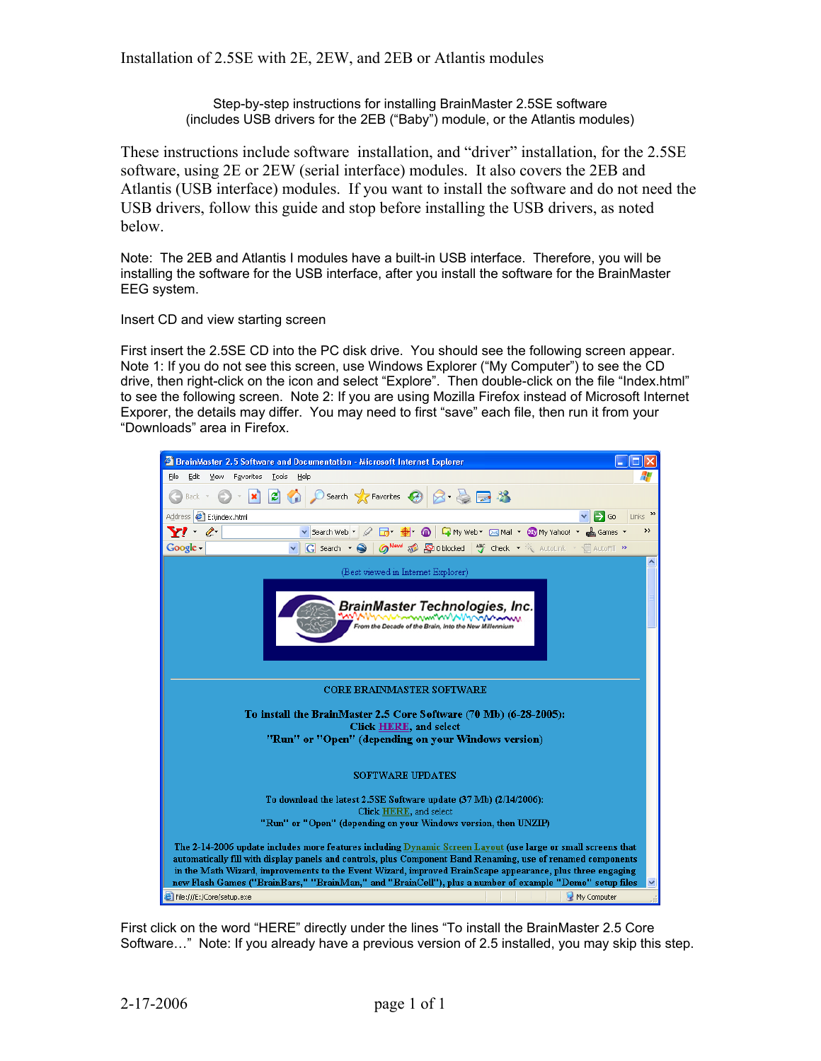# Installation of 2.5SE with 2E, 2EW, and 2EB or Atlantis modules

Step-by-step instructions for installing BrainMaster 2.5SE software
(includes USB drivers for the 2EB ("Baby") module, or the Atlantis modules)

These instructions include software installation, and "driver" installation, for the 2.5SE software, using 2E or 2EW (serial interface) modules. It also covers the 2EB and Atlantis (USB interface) modules. If you want to install the software and do not need the USB drivers, follow this guide and stop before installing the USB drivers, as noted below.

Note: The 2EB and Atlantis I modules have a built-in USB interface. Therefore, you will be installing the software for the USB interface, after you install the software for the BrainMaster EEG system.

Insert CD and view starting screen

First insert the 2.5SE CD into the PC disk drive. You should see the following screen appear. Note 1: If you do not see this screen, use Windows Explorer ("My Computer") to see the CD drive, then right-click on the icon and select "Explore". Then double-click on the file "Index.html" to see the following screen. Note 2: If you are using Mozilla Firefox instead of Microsoft Internet Exporer, the details may differ. You may need to first "save" each file, then run it from your "Downloads" area in Firefox.

First click on the word "HERE" directly under the lines "To install the BrainMaster 2.5 Core Software…" Note: If you already have a previous version of 2.5 installed, you may skip this step.

2-17-2006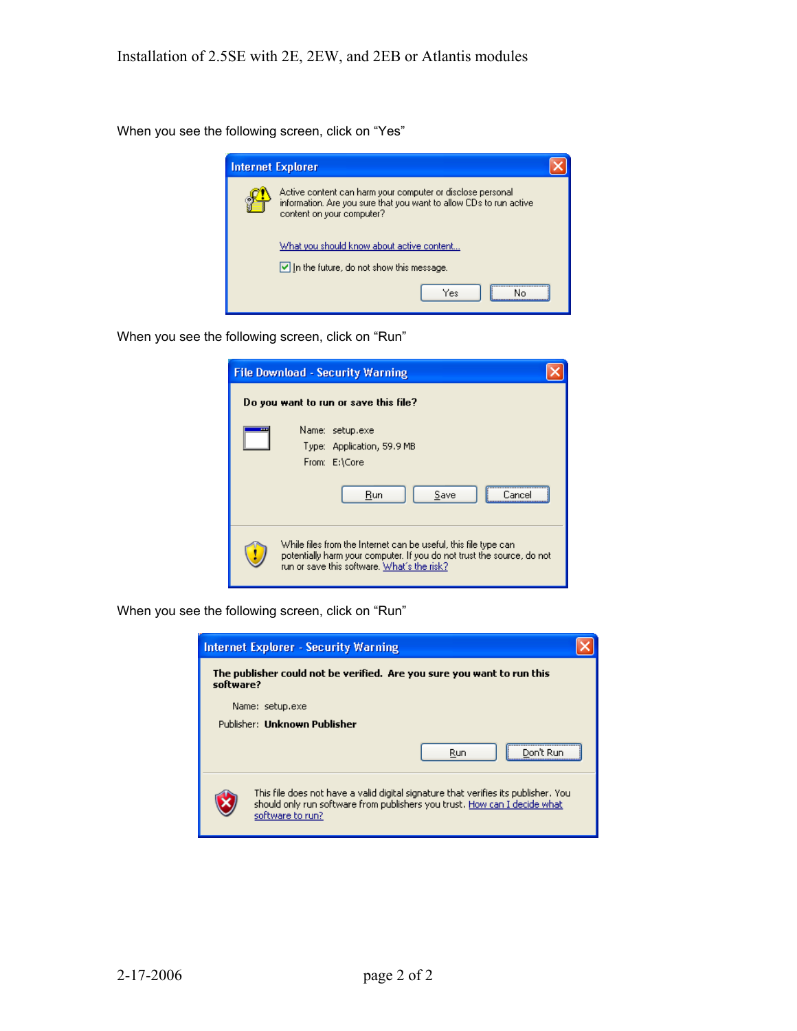When you see the following screen, click on "Yes"

**Internet Explorer**

Active content can harm your computer or disclose personal information. Are you sure that you want to allow CDs to run active content on your computer?

What you should know about active content...

☑ In the future, do not show this message.

Yes | No

When you see the following screen, click on "Run"

**File Download - Security Warning**

**Do you want to run or save this file?**

Name: setup.exe
Type: Application, 59.9 MB
From: E:\Core

Run | Save | Cancel

While files from the Internet can be useful, this file type can potentially harm your computer. If you do not trust the source, do not run or save this software. What's the risk?

When you see the following screen, click on "Run"

**Internet Explorer - Security Warning**

**The publisher could not be verified. Are you sure you want to run this software?**

Name: setup.exe
Publisher: **Unknown Publisher**

Run | Don't Run

This file does not have a valid digital signature that verifies its publisher. You should only run software from publishers you trust. How can I decide what software to run?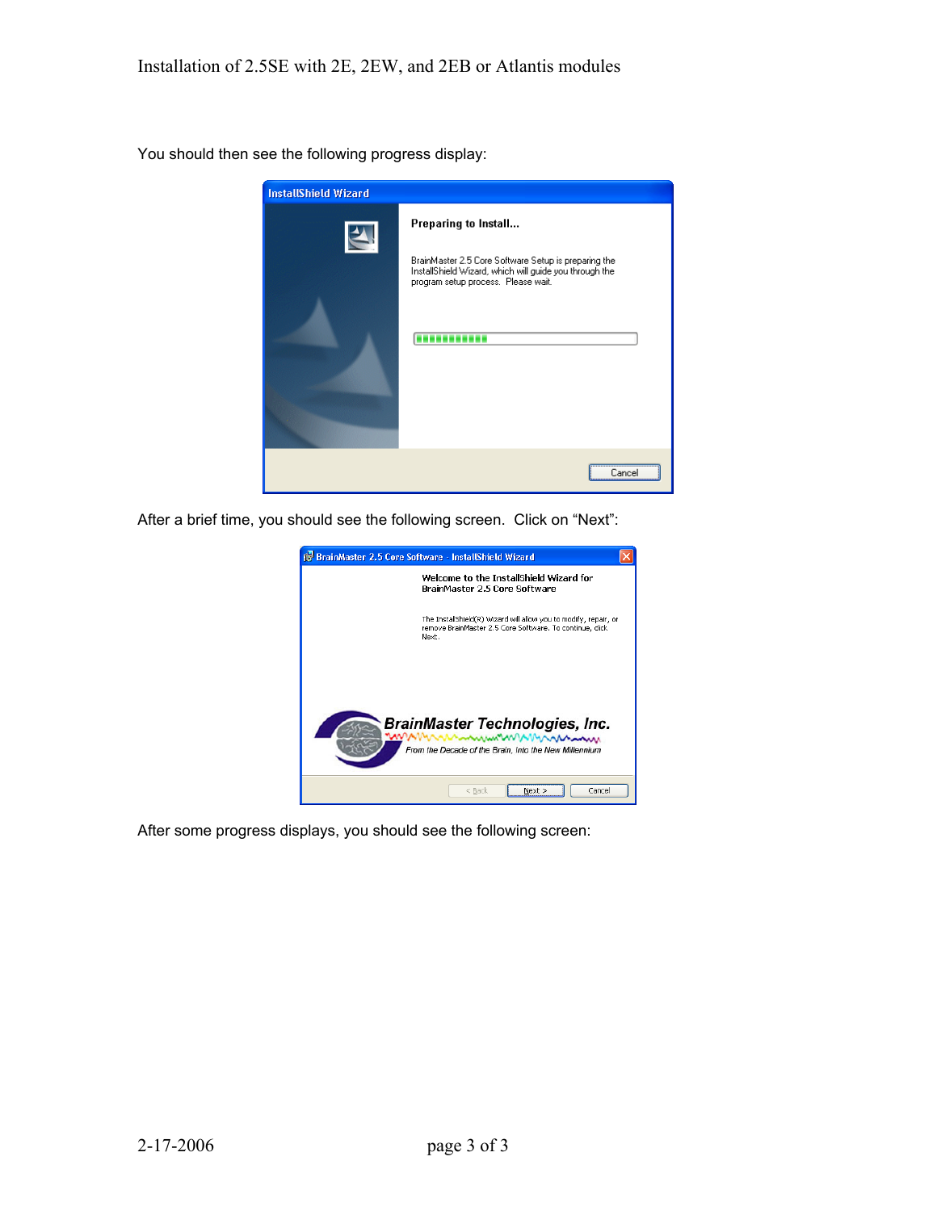You should then see the following progress display:

After a brief time, you should see the following screen. Click on “Next”:

After some progress displays, you should see the following screen: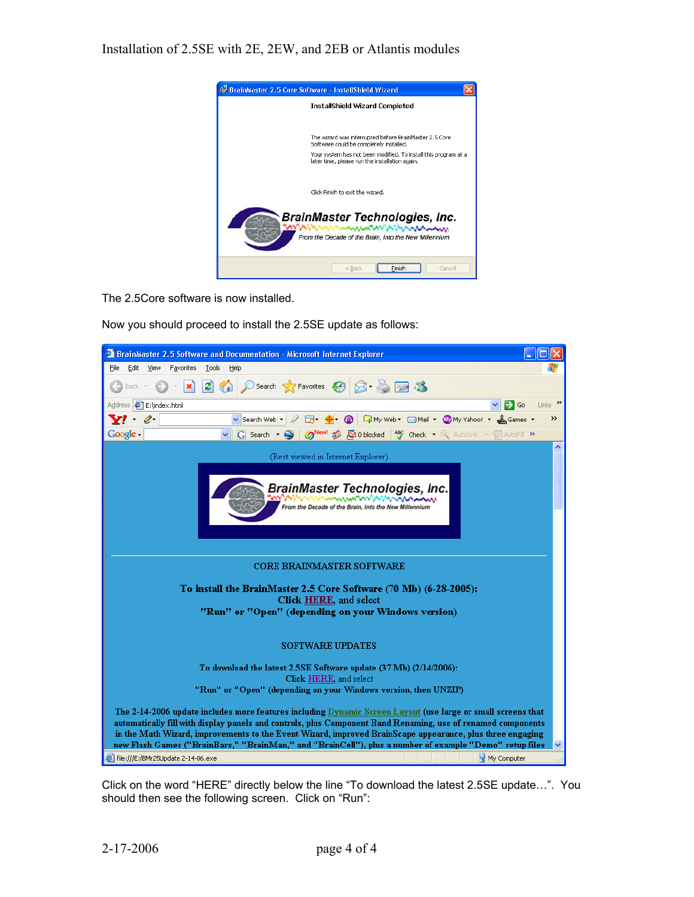The 2.5Core software is now installed.

Now you should proceed to install the 2.5SE update as follows:

Click on the word "HERE" directly below the line "To download the latest 2.5SE update…". You should then see the following screen. Click on "Run":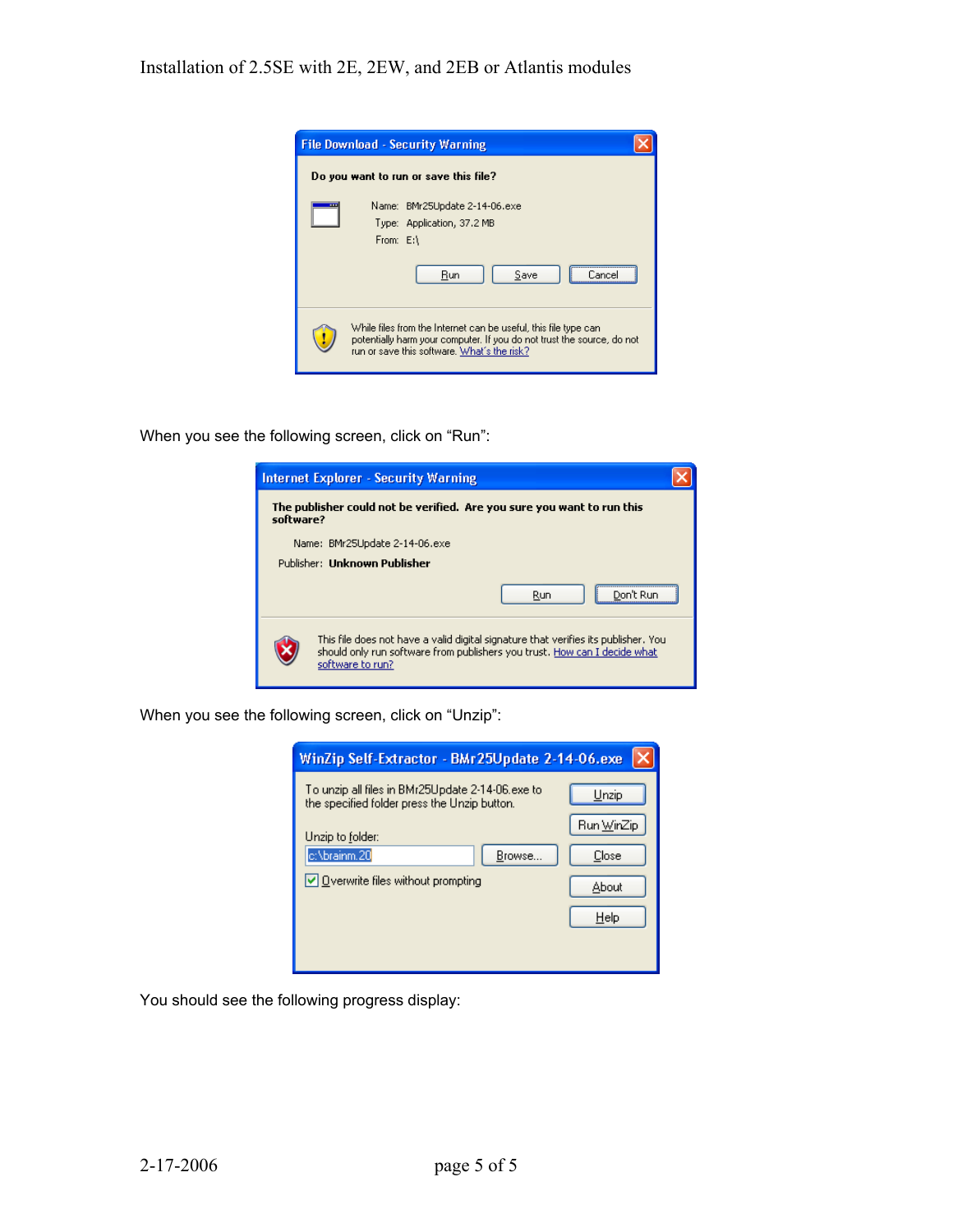File Download - Security Warning

**Do you want to run or save this file?**

Name: BMr25Update 2-14-06.exe
Type: Application, 37.2 MB
From: E:\

Run | Save | Cancel

While files from the Internet can be useful, this file type can potentially harm your computer. If you do not trust the source, do not run or save this software. What's the risk?

When you see the following screen, click on "Run":

Internet Explorer - Security Warning

**The publisher could not be verified. Are you sure you want to run this software?**

Name: BMr25Update 2-14-06.exe
Publisher: **Unknown Publisher**

Run | Don't Run

This file does not have a valid digital signature that verifies its publisher. You should only run software from publishers you trust. How can I decide what software to run?

When you see the following screen, click on "Unzip":

WinZip Self-Extractor - BMr25Update 2-14-06.exe

To unzip all files in BMr25Update 2-14-06.exe to the specified folder press the Unzip button.

Unzip to folder: c:\brainm.20

Browse...

Overwrite files without prompting

Unzip | Run WinZip | Close | About | Help

You should see the following progress display: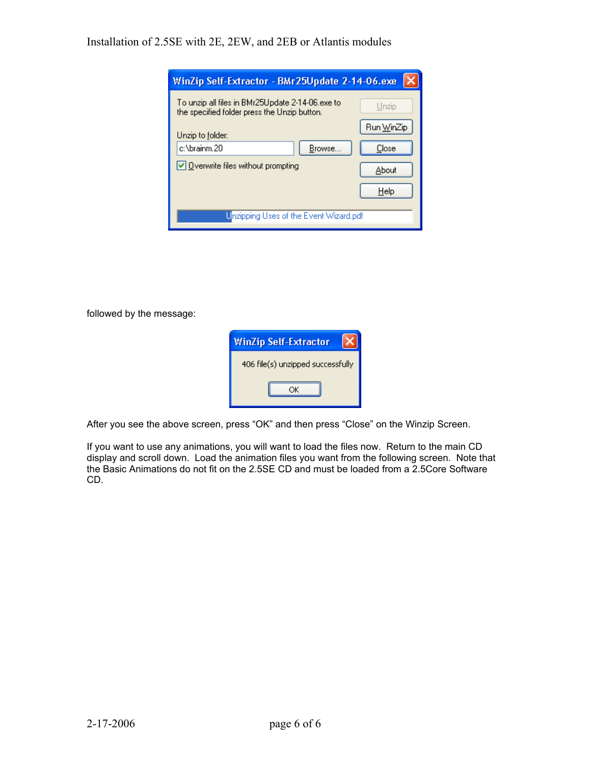Installation of 2.5SE with 2E, 2EW, and 2EB or Atlantis modules

followed by the message:

After you see the above screen, press "OK" and then press "Close" on the Winzip Screen.

If you want to use any animations, you will want to load the files now. Return to the main CD display and scroll down. Load the animation files you want from the following screen. Note that the Basic Animations do not fit on the 2.5SE CD and must be loaded from a 2.5Core Software CD.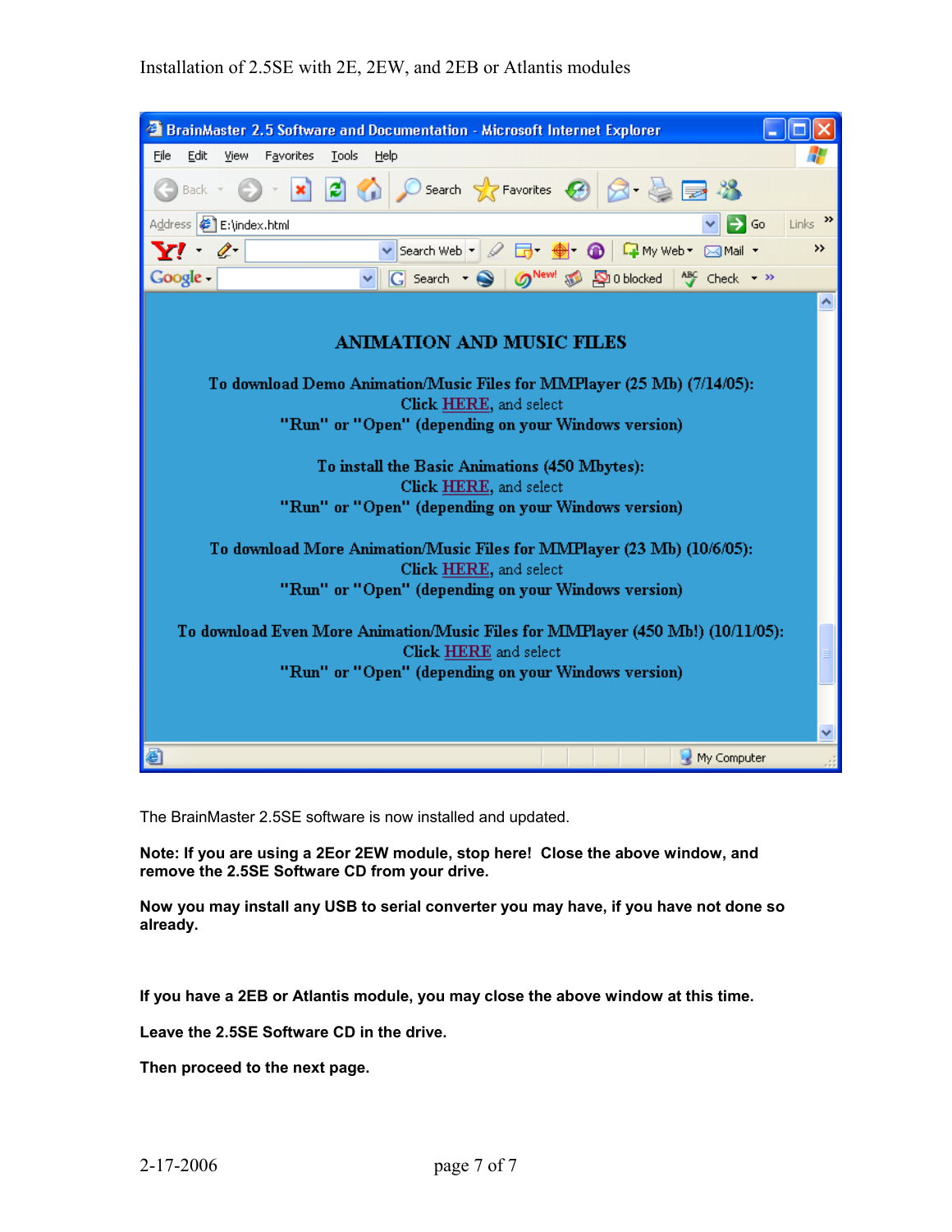BrainMaster 2.5 Software and Documentation - Microsoft Internet Explorer

**ANIMATION AND MUSIC FILES**

**To download Demo Animation/Music Files for MMPlayer (25 Mb) (7/14/05):**
Click HERE, and select
**"Run" or "Open" (depending on your Windows version)**

**To install the Basic Animations (450 Mbytes):**
Click HERE, and select
**"Run" or "Open" (depending on your Windows version)**

**To download More Animation/Music Files for MMPlayer (23 Mb) (10/6/05):**
Click HERE, and select
**"Run" or "Open" (depending on your Windows version)**

**To download Even More Animation/Music Files for MMPlayer (450 Mb!) (10/11/05):**
Click HERE and select
**"Run" or "Open" (depending on your Windows version)**

The BrainMaster 2.5SE software is now installed and updated.

**Note: If you are using a 2Eor 2EW module, stop here! Close the above window, and remove the 2.5SE Software CD from your drive.**

**Now you may install any USB to serial converter you may have, if you have not done so already.**

**If you have a 2EB or Atlantis module, you may close the above window at this time.**

**Leave the 2.5SE Software CD in the drive.**

**Then proceed to the next page.**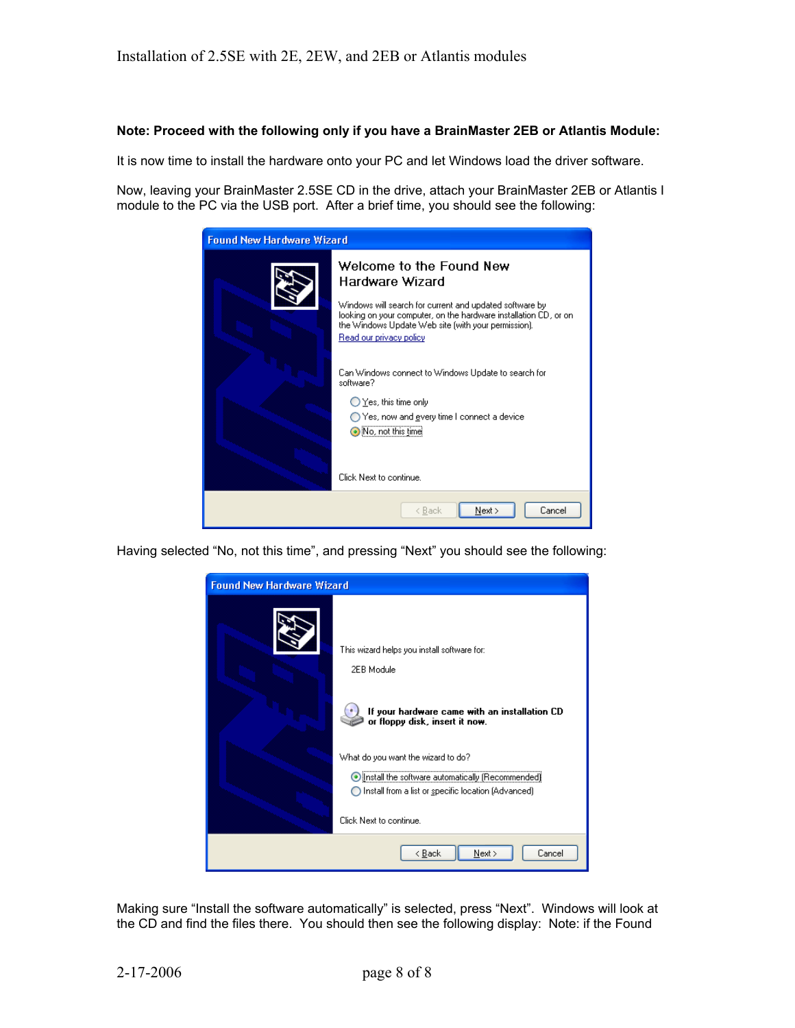**Note: Proceed with the following only if you have a BrainMaster 2EB or Atlantis Module:**

It is now time to install the hardware onto your PC and let Windows load the driver software.

Now, leaving your BrainMaster 2.5SE CD in the drive, attach your BrainMaster 2EB or Atlantis I module to the PC via the USB port. After a brief time, you should see the following:

Found New Hardware Wizard

Welcome to the Found New Hardware Wizard

Windows will search for current and updated software by looking on your computer, on the hardware installation CD, or on the Windows Update Web site (with your permission).

Read our privacy policy

Can Windows connect to Windows Update to search for software?

- Yes, this time only
- Yes, now and every time I connect a device
- No, not this time

Click Next to continue.

< Back | Next > | Cancel

Having selected "No, not this time", and pressing "Next" you should see the following:

Found New Hardware Wizard

This wizard helps you install software for:

2EB Module

**If your hardware came with an installation CD or floppy disk, insert it now.**

What do you want the wizard to do?

- Install the software automatically (Recommended)
- Install from a list or specific location (Advanced)

Click Next to continue.

< Back | Next > | Cancel

Making sure "Install the software automatically" is selected, press "Next". Windows will look at the CD and find the files there. You should then see the following display: Note: if the Found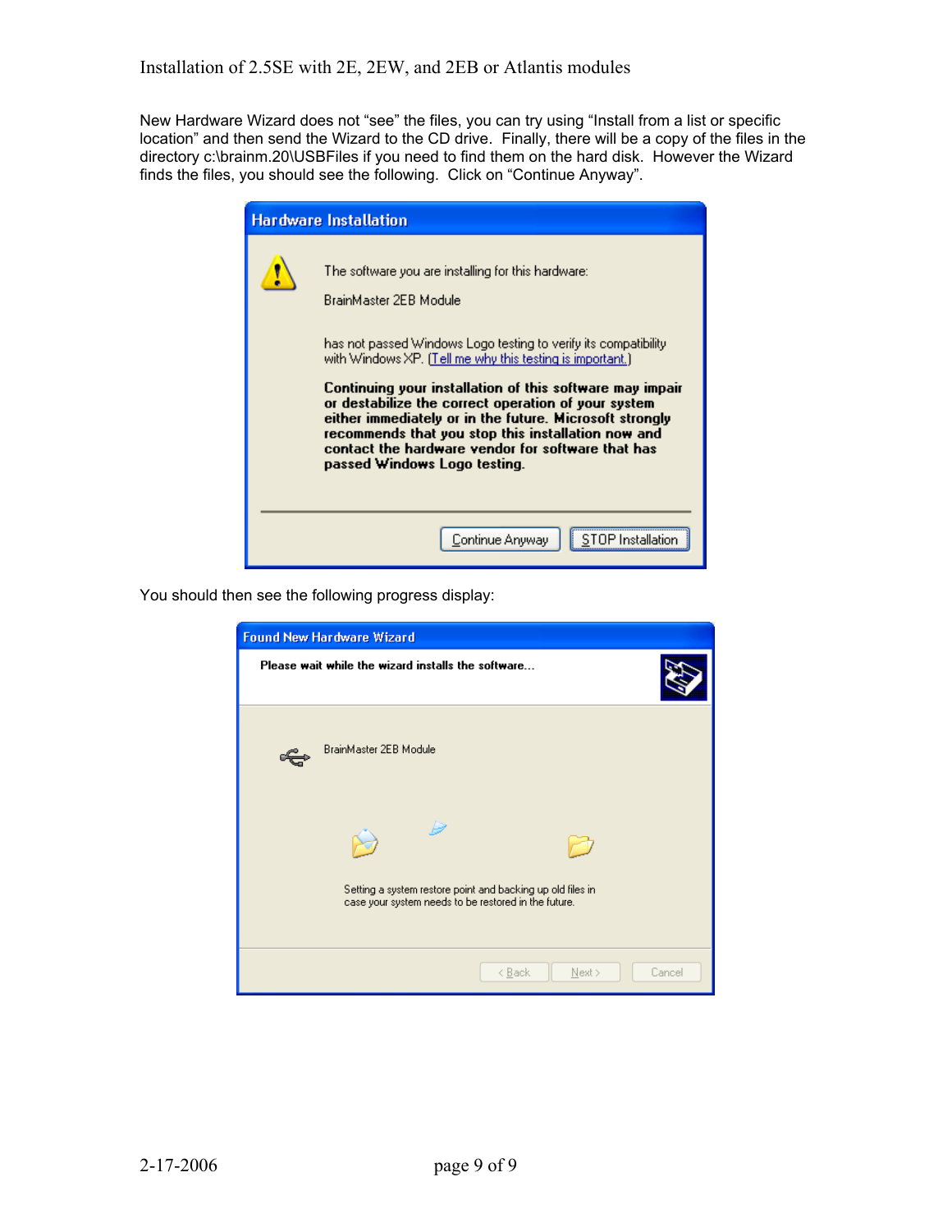New Hardware Wizard does not "see" the files, you can try using "Install from a list or specific location" and then send the Wizard to the CD drive. Finally, there will be a copy of the files in the directory c:\brainm.20\USBFiles if you need to find them on the hard disk. However the Wizard finds the files, you should see the following. Click on "Continue Anyway".

You should then see the following progress display: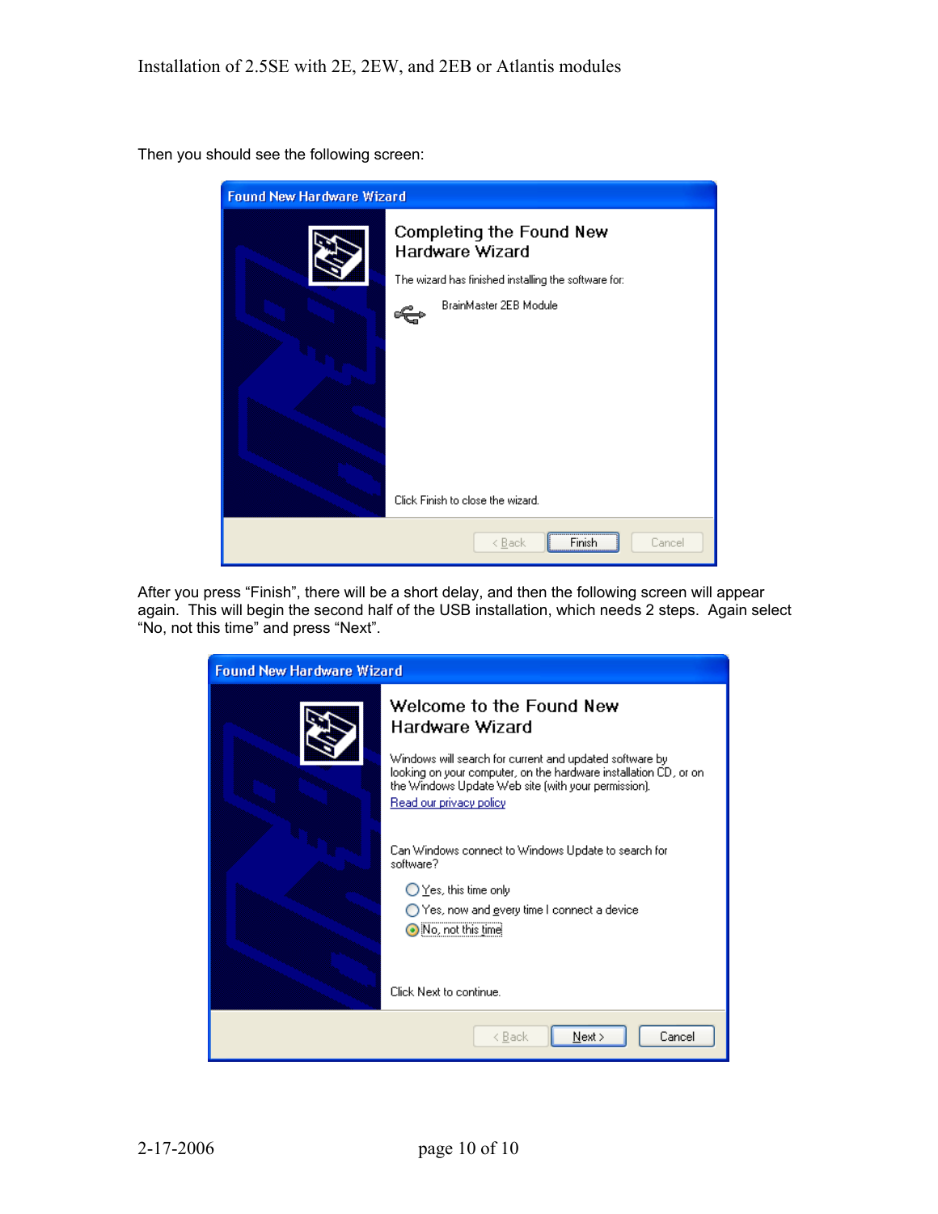Then you should see the following screen:

**Found New Hardware Wizard**

**Completing the Found New Hardware Wizard**

The wizard has finished installing the software for:

BrainMaster 2EB Module

Click Finish to close the wizard.

< Back | Finish | Cancel

After you press "Finish", there will be a short delay, and then the following screen will appear again. This will begin the second half of the USB installation, which needs 2 steps. Again select "No, not this time" and press "Next".

**Found New Hardware Wizard**

**Welcome to the Found New Hardware Wizard**

Windows will search for current and updated software by looking on your computer, on the hardware installation CD, or on the Windows Update Web site (with your permission).

Read our privacy policy

Can Windows connect to Windows Update to search for software?

- Yes, this time only
- Yes, now and every time I connect a device
- No, not this time

Click Next to continue.

< Back | Next > | Cancel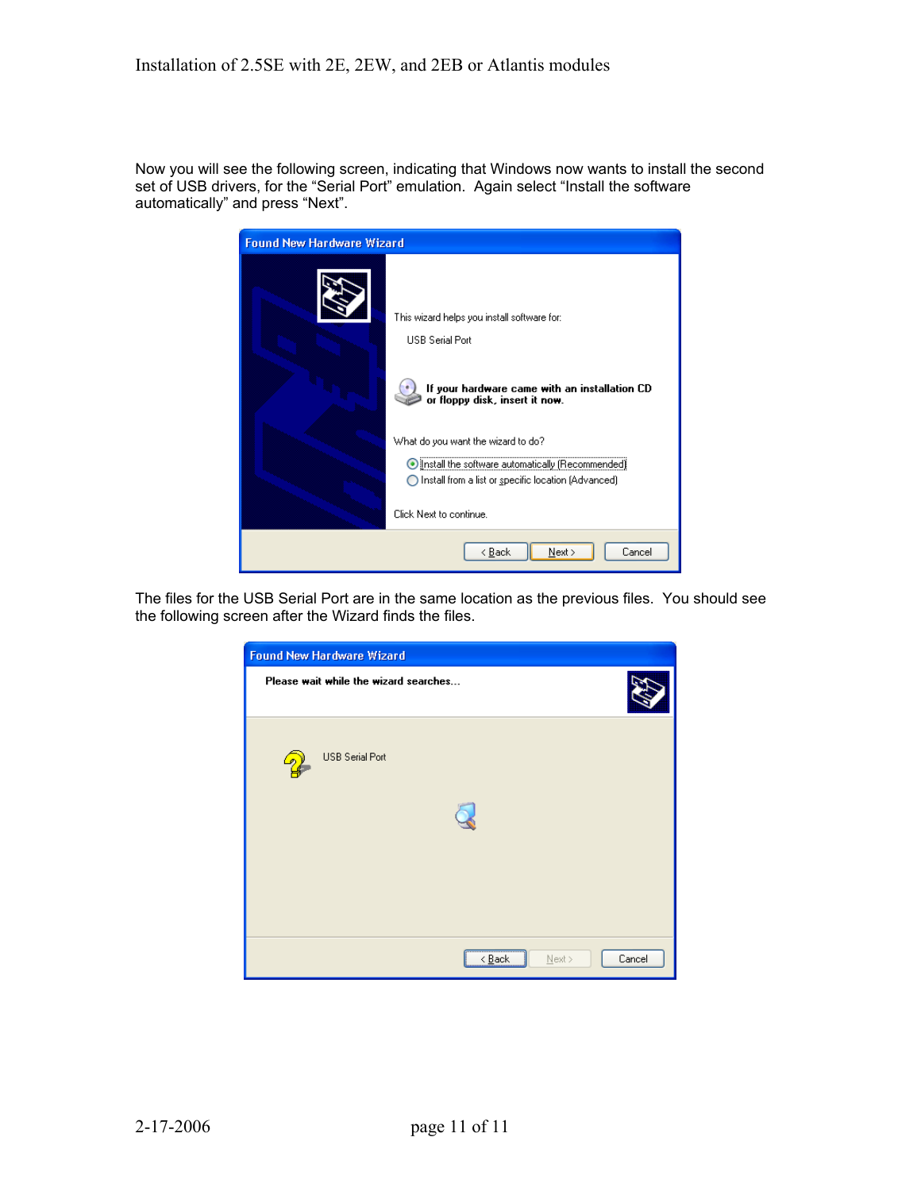Now you will see the following screen, indicating that Windows now wants to install the second set of USB drivers, for the “Serial Port” emulation. Again select “Install the software automatically” and press “Next”.

The files for the USB Serial Port are in the same location as the previous files. You should see the following screen after the Wizard finds the files.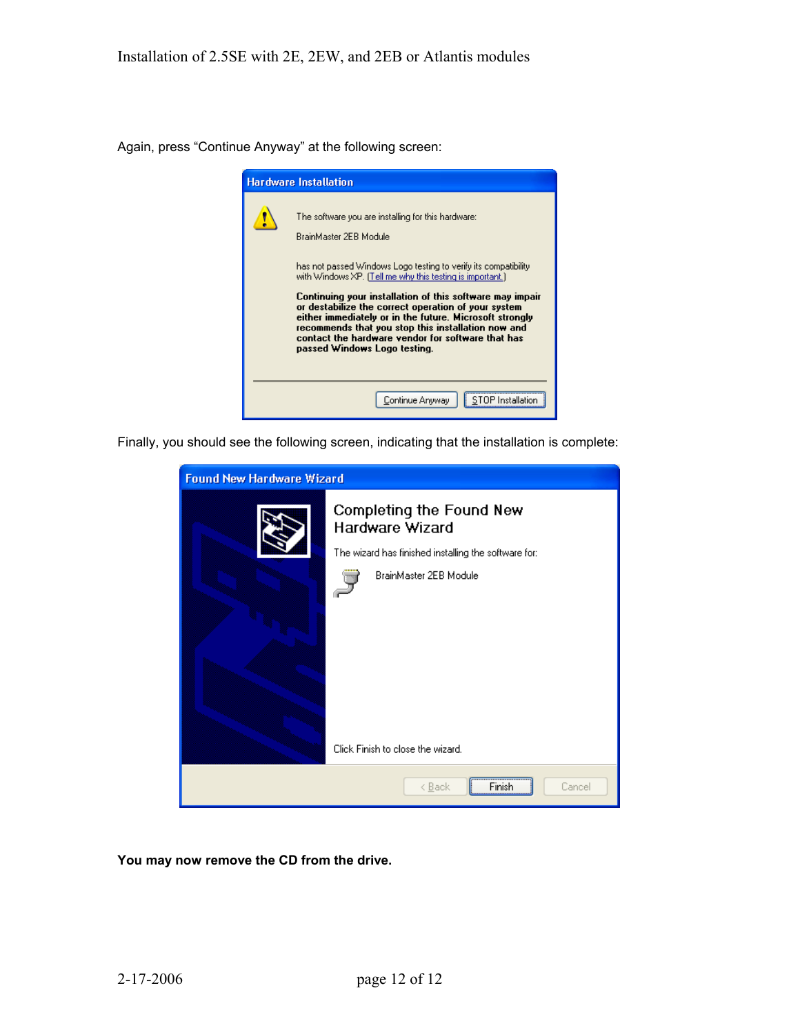Again, press "Continue Anyway" at the following screen:

Hardware Installation

The software you are installing for this hardware:

BrainMaster 2EB Module

has not passed Windows Logo testing to verify its compatibility with Windows XP. (Tell me why this testing is important.)

**Continuing your installation of this software may impair or destabilize the correct operation of your system either immediately or in the future. Microsoft strongly recommends that you stop this installation now and contact the hardware vendor for software that has passed Windows Logo testing.**

Continue Anyway | STOP Installation

Finally, you should see the following screen, indicating that the installation is complete:

Found New Hardware Wizard

Completing the Found New Hardware Wizard

The wizard has finished installing the software for:

BrainMaster 2EB Module

Click Finish to close the wizard.

< Back | Finish | Cancel

**You may now remove the CD from the drive.**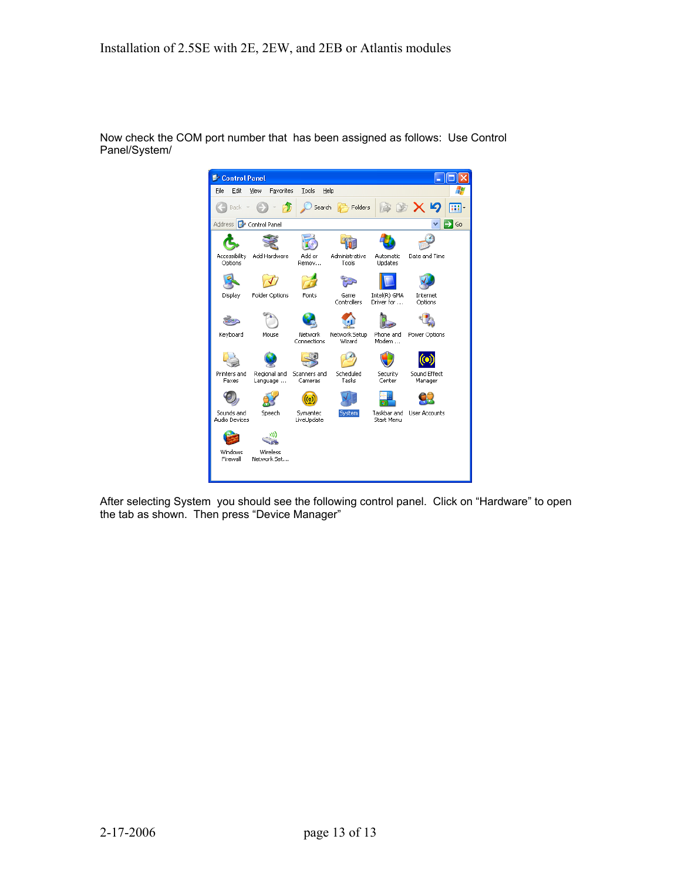Now check the COM port number that has been assigned as follows: Use Control Panel/System/

After selecting System you should see the following control panel. Click on “Hardware” to open the tab as shown. Then press “Device Manager”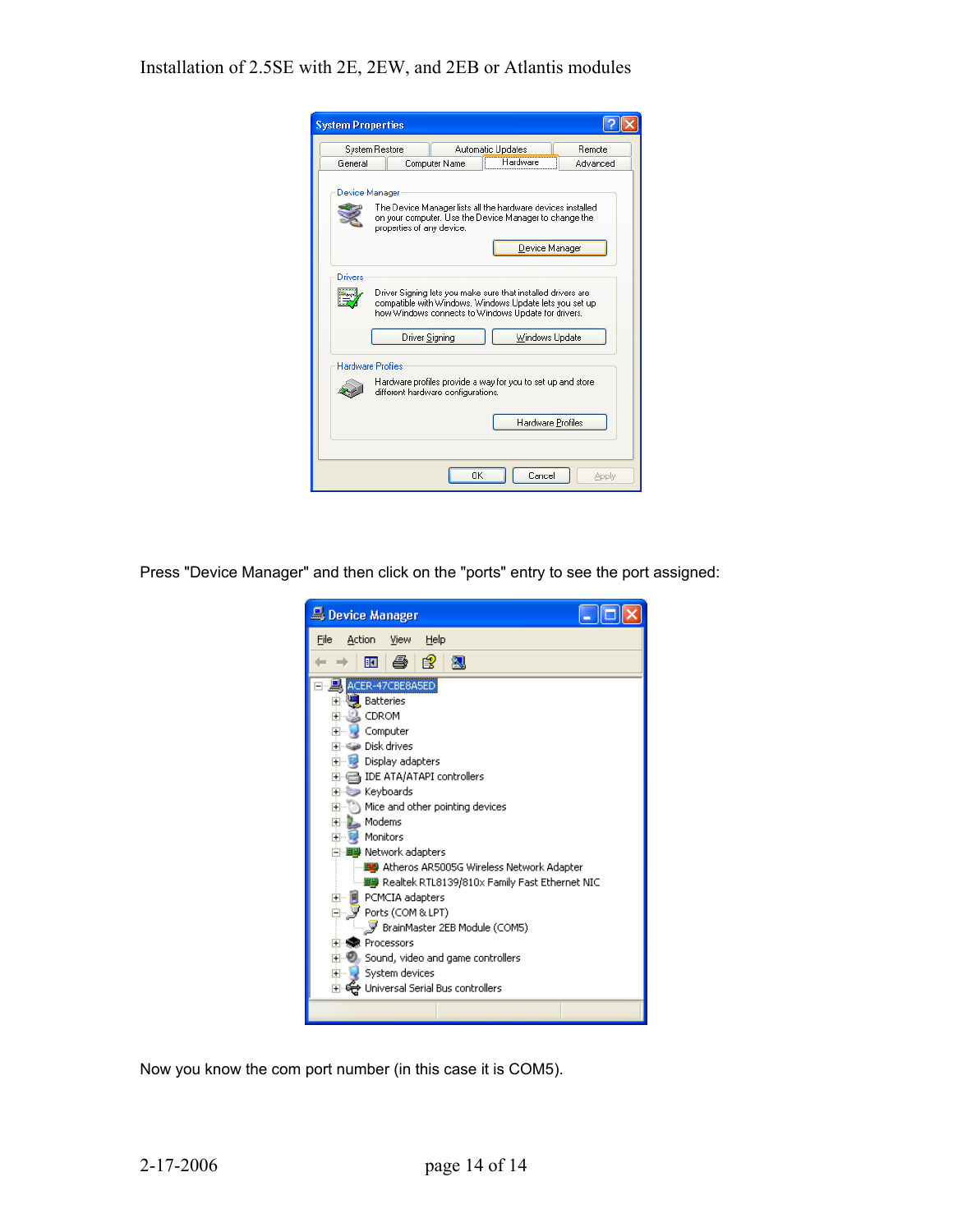Installation of 2.5SE with 2E, 2EW, and 2EB or Atlantis modules

Press "Device Manager" and then click on the "ports" entry to see the port assigned:

Now you know the com port number (in this case it is COM5).

2-17-2006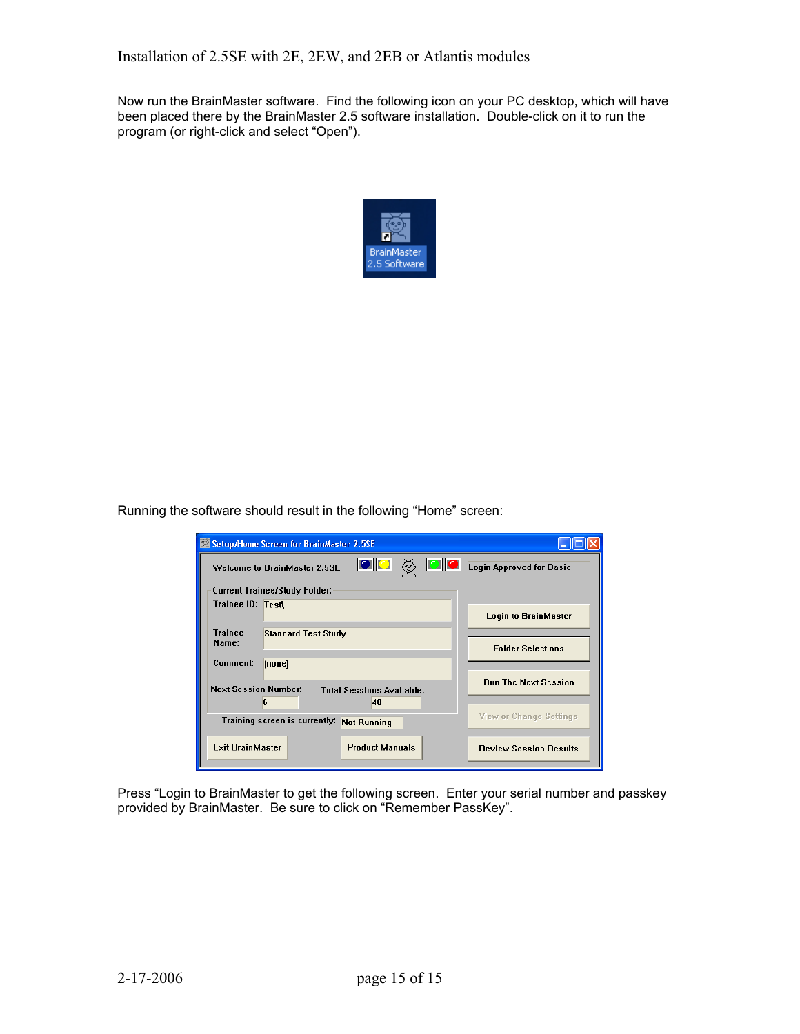Now run the BrainMaster software. Find the following icon on your PC desktop, which will have been placed there by the BrainMaster 2.5 software installation. Double-click on it to run the program (or right-click and select “Open”).

Running the software should result in the following “Home” screen:

Press “Login to BrainMaster to get the following screen. Enter your serial number and passkey provided by BrainMaster. Be sure to click on “Remember PassKey”.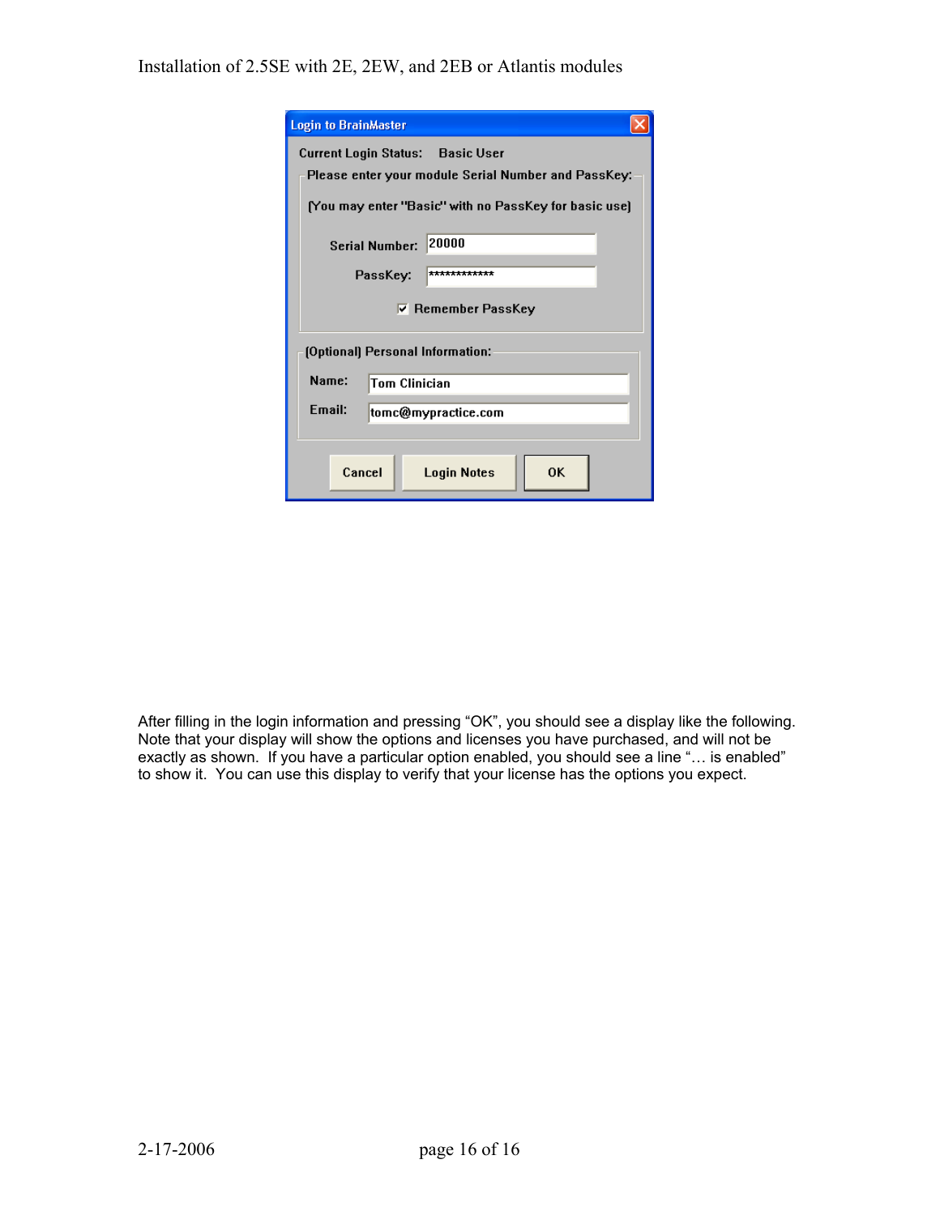Login to BrainMaster

Current Login Status: Basic User

Please enter your module Serial Number and PassKey:

[You may enter "Basic" with no PassKey for basic use]

Serial Number: 20000

PassKey: ************

☑ Remember PassKey

[Optional] Personal Information:

Name: Tom Clinician

Email: tomc@mypractice.com

Cancel | Login Notes | OK

After filling in the login information and pressing “OK”, you should see a display like the following. Note that your display will show the options and licenses you have purchased, and will not be exactly as shown. If you have a particular option enabled, you should see a line “… is enabled” to show it. You can use this display to verify that your license has the options you expect.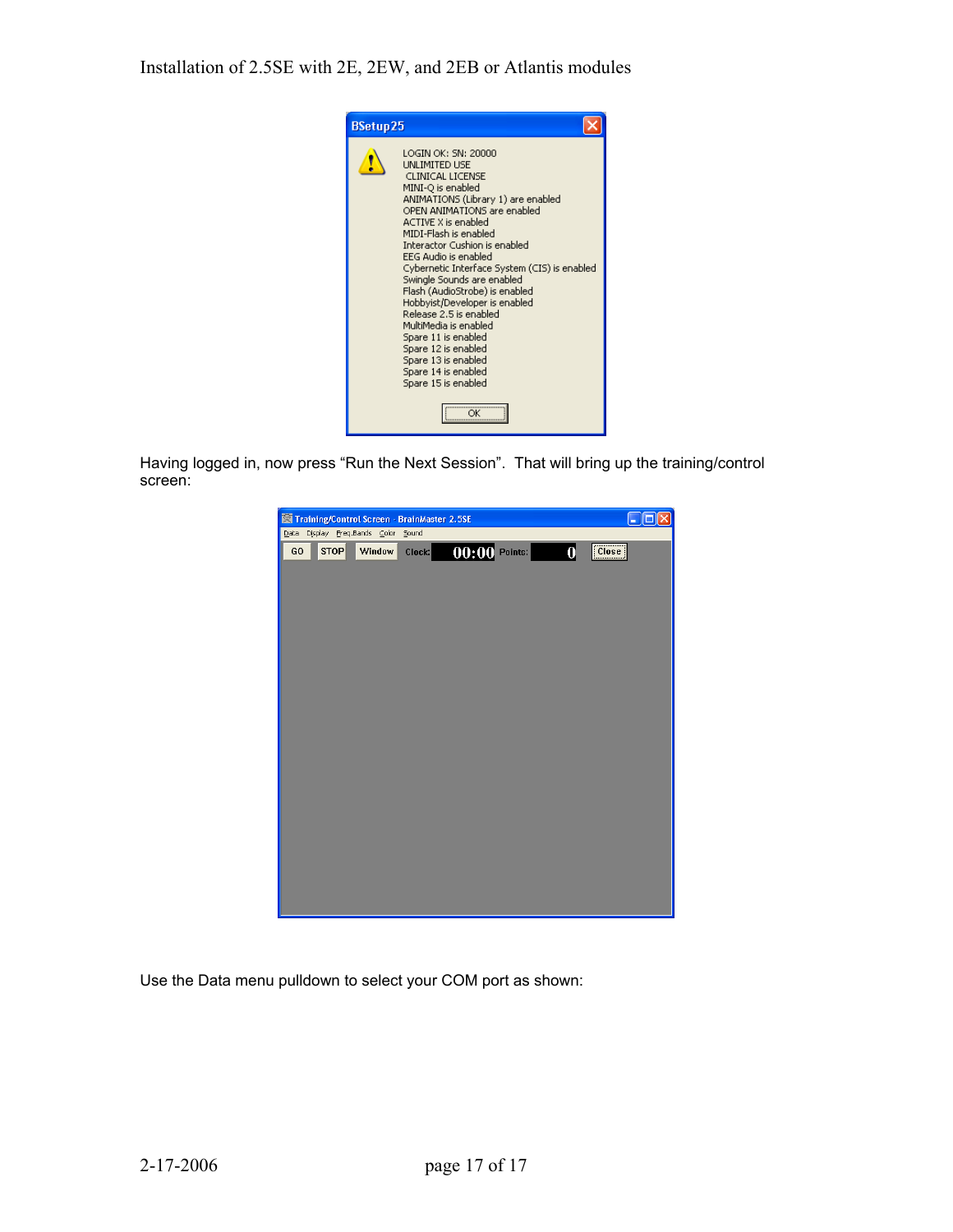**BSetup25**

LOGIN OK: SN: 20000
UNLIMITED USE
CLINICAL LICENSE
MINI-Q is enabled
ANIMATIONS (Library 1) are enabled
OPEN ANIMATIONS are enabled
ACTIVE X is enabled
MIDI-Flash is enabled
Interactor Cushion is enabled
EEG Audio is enabled
Cybernetic Interface System (CIS) is enabled
Swingle Sounds are enabled
Flash (AudioStrobe) is enabled
Hobbyist/Developer is enabled
Release 2.5 is enabled
MultiMedia is enabled
Spare 11 is enabled
Spare 12 is enabled
Spare 13 is enabled
Spare 14 is enabled
Spare 15 is enabled

OK

Having logged in, now press "Run the Next Session". That will bring up the training/control screen:

**Training/Control Screen - BrainMaster 2.5SE**

Data Display Freq.Bands Color Sound

GO STOP Window Clock: 00:00 Points: 0 Close

Use the Data menu pulldown to select your COM port as shown: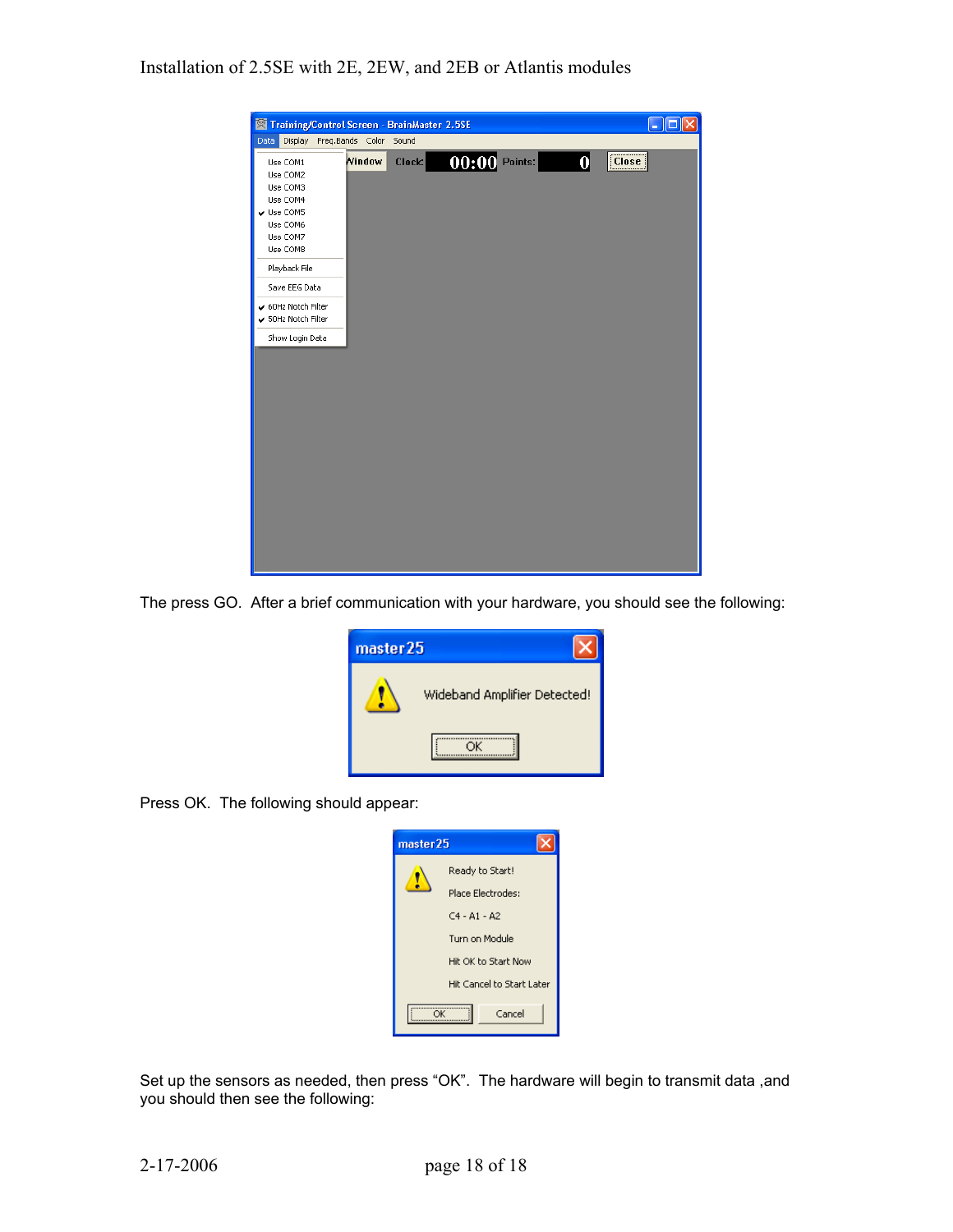The press GO.  After a brief communication with your hardware, you should see the following:

Press OK.  The following should appear:

Set up the sensors as needed, then press "OK".  The hardware will begin to transmit data ,and you should then see the following: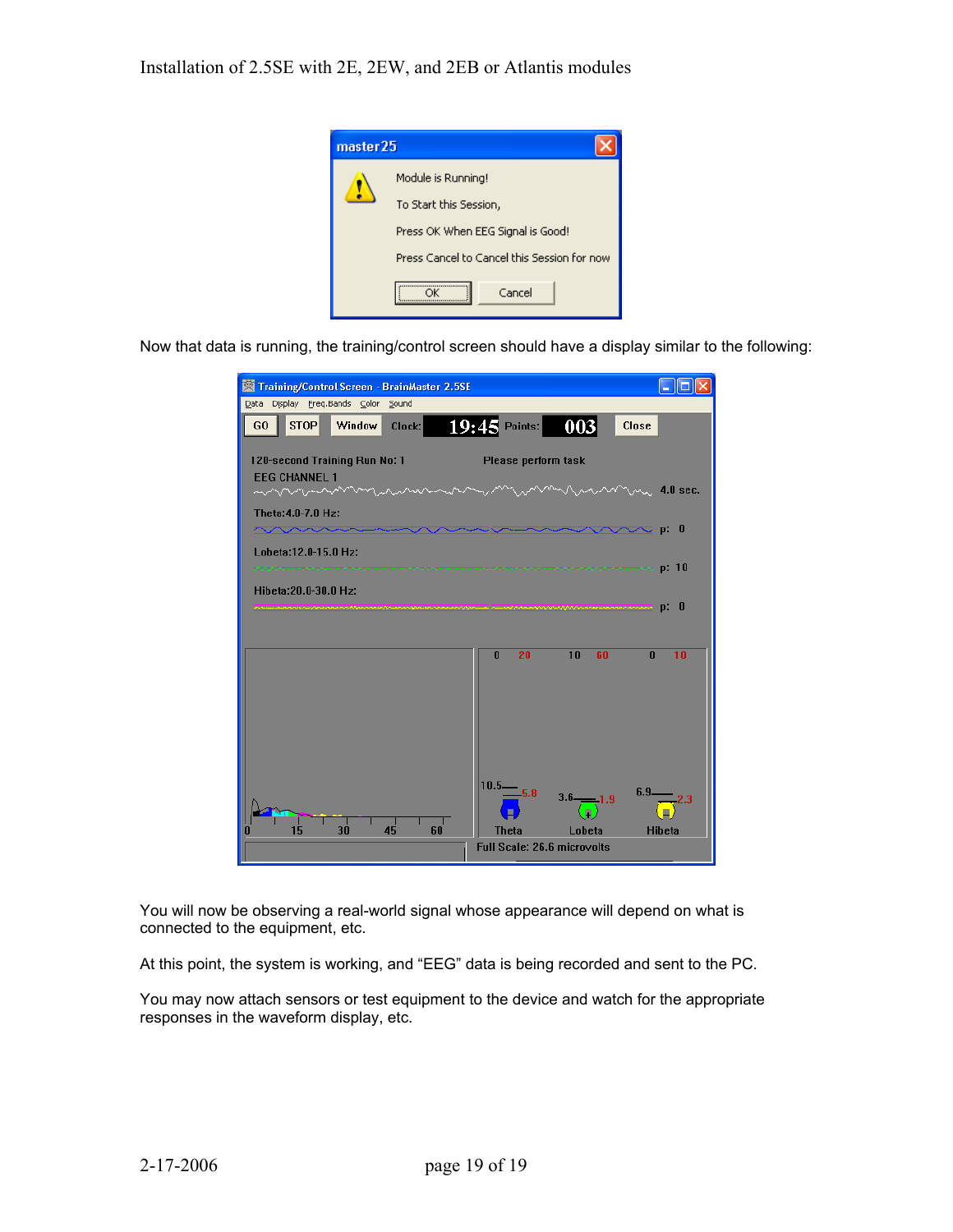master25

Module is Running!

To Start this Session,

Press OK When EEG Signal is Good!

Press Cancel to Cancel this Session for now

OK

Cancel

Now that data is running, the training/control screen should have a display similar to the following:

Training/Control Screen - BrainMaster 2.5SE

Data Display Freq.Bands Color Sound

GO STOP Window Clock: 19:45 Points: 003 Close

120-second Training Run No: 1

Please perform task

EEG CHANNEL 1

4.0 sec.

Theta:4.0-7.0 Hz:

p: 0

Lobeta:12.0-15.0 Hz:

p: 10

Hibeta:20.0-30.0 Hz:

p: 0

0 20 10 60 0 10

10.5 5.8 3.6 1.9 6.9 2.3

0 15 30 45 60

Theta Lobeta Hibeta

Full Scale: 26.6 microvolts

You will now be observing a real-world signal whose appearance will depend on what is connected to the equipment, etc.

At this point, the system is working, and "EEG" data is being recorded and sent to the PC.

You may now attach sensors or test equipment to the device and watch for the appropriate responses in the waveform display, etc.